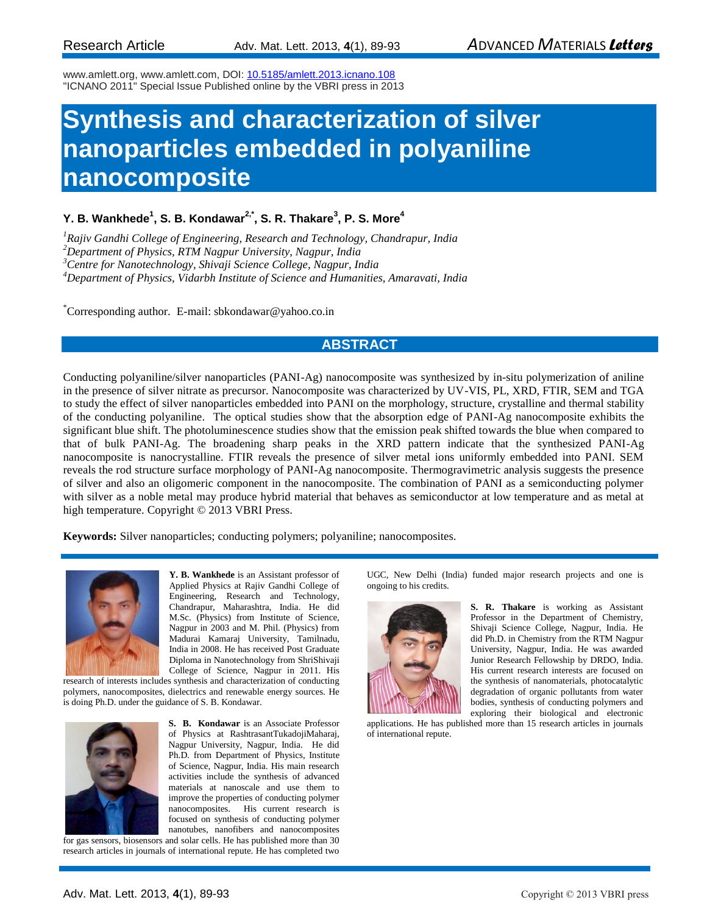Research Article

www.amlett.org, www.amlett.com, DOI: 10.5185/amlett.2013.icnano.108
"ICNANO 2011" Special Issue Published online by the VBRI press in 2013

# Synthesis and characterization of silver nanoparticles embedded in polyaniline nanocomposite

**Y. B. Wankhede[1], S. B. Kondawar[2,*], S. R. Thakare[3], P. S. More[4]**

[1]*Rajiv Gandhi College of Engineering, Research and Technology, Chandrapur, India*
[2]*Department of Physics, RTM Nagpur University, Nagpur, India*
[3]*Centre for Nanotechnology, Shivaji Science College, Nagpur, India*
[4]*Department of Physics, Vidarbh Institute of Science and Humanities, Amaravati, India*

[*]Corresponding author. E-mail: sbkondawar@yahoo.co.in

## ABSTRACT

Conducting polyaniline/silver nanoparticles (PANI-Ag) nanocomposite was synthesized by in-situ polymerization of aniline in the presence of silver nitrate as precursor. Nanocomposite was characterized by UV-VIS, PL, XRD, FTIR, SEM and TGA to study the effect of silver nanoparticles embedded into PANI on the morphology, structure, crystalline and thermal stability of the conducting polyaniline. The optical studies show that the absorption edge of PANI-Ag nanocomposite exhibits the significant blue shift. The photoluminescence studies show that the emission peak shifted towards the blue when compared to that of bulk PANI-Ag. The broadening sharp peaks in the XRD pattern indicate that the synthesized PANI-Ag nanocomposite is nanocrystalline. FTIR reveals the presence of silver metal ions uniformly embedded into PANI. SEM reveals the rod structure surface morphology of PANI-Ag nanocomposite. Thermogravimetric analysis suggests the presence of silver and also an oligomeric component in the nanocomposite. The combination of PANI as a semiconducting polymer with silver as a noble metal may produce hybrid material that behaves as semiconductor at low temperature and as metal at high temperature. Copyright © 2013 VBRI Press.

**Keywords:** Silver nanoparticles; conducting polymers; polyaniline; nanocomposites.

**Y. B. Wankhede** is an Assistant professor of Applied Physics at Rajiv Gandhi College of Engineering, Research and Technology, Chandrapur, Maharashtra, India. He did M.Sc. (Physics) from Institute of Science, Nagpur in 2003 and M. Phil. (Physics) from Madurai Kamaraj University, Tamilnadu, India in 2008. He has received Post Graduate Diploma in Nanotechnology from ShriShivaji College of Science, Nagpur in 2011. His research of interests includes synthesis and characterization of conducting polymers, nanocomposites, dielectrics and renewable energy sources. He is doing Ph.D. under the guidance of S. B. Kondawar.

**S. B. Kondawar** is an Associate Professor of Physics at RashtrasantTukadojiMaharaj, Nagpur University, Nagpur, India. He did Ph.D. from Department of Physics, Institute of Science, Nagpur, India. His main research activities include the synthesis of advanced materials at nanoscale and use them to improve the properties of conducting polymer nanocomposites. His current research is focused on synthesis of conducting polymer nanotubes, nanofibers and nanocomposites for gas sensors, biosensors and solar cells. He has published more than 30 research articles in journals of international repute. He has completed two UGC, New Delhi (India) funded major research projects and one is ongoing to his credits.

**S. R. Thakare** is working as Assistant Professor in the Department of Chemistry, Shivaji Science College, Nagpur, India. He did Ph.D. in Chemistry from the RTM Nagpur University, Nagpur, India. He was awarded Junior Research Fellowship by DRDO, India. His current research interests are focused on the synthesis of nanomaterials, photocatalytic degradation of organic pollutants from water bodies, synthesis of conducting polymers and exploring their biological and electronic applications. He has published more than 15 research articles in journals of international repute.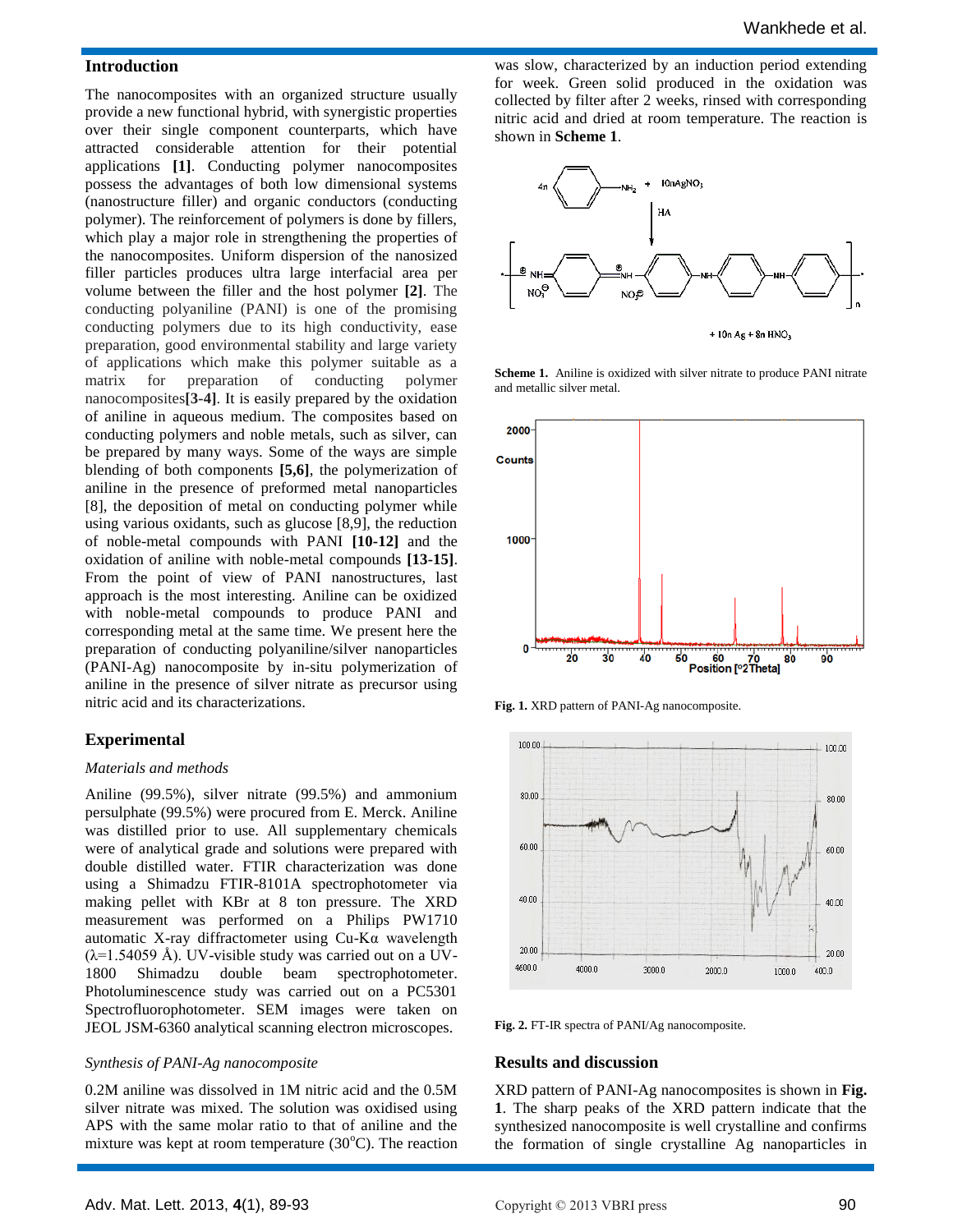## Introduction

The nanocomposites with an organized structure usually provide a new functional hybrid, with synergistic properties over their single component counterparts, which have attracted considerable attention for their potential applications **[1]**. Conducting polymer nanocomposites possess the advantages of both low dimensional systems (nanostructure filler) and organic conductors (conducting polymer). The reinforcement of polymers is done by fillers, which play a major role in strengthening the properties of the nanocomposites. Uniform dispersion of the nanosized filler particles produces ultra large interfacial area per volume between the filler and the host polymer **[2]**. The conducting polyaniline (PANI) is one of the promising conducting polymers due to its high conductivity, ease preparation, good environmental stability and large variety of applications which make this polymer suitable as a matrix for preparation of conducting polymer nanocomposites**[3-4]**. It is easily prepared by the oxidation of aniline in aqueous medium. The composites based on conducting polymers and noble metals, such as silver, can be prepared by many ways. Some of the ways are simple blending of both components **[5,6]**, the polymerization of aniline in the presence of preformed metal nanoparticles [8], the deposition of metal on conducting polymer while using various oxidants, such as glucose [8,9], the reduction of noble-metal compounds with PANI **[10-12]** and the oxidation of aniline with noble-metal compounds **[13-15]**. From the point of view of PANI nanostructures, last approach is the most interesting. Aniline can be oxidized with noble-metal compounds to produce PANI and corresponding metal at the same time. We present here the preparation of conducting polyaniline/silver nanoparticles (PANI-Ag) nanocomposite by in-situ polymerization of aniline in the presence of silver nitrate as precursor using nitric acid and its characterizations.

## Experimental

### *Materials and methods*

Aniline (99.5%), silver nitrate (99.5%) and ammonium persulphate (99.5%) were procured from E. Merck. Aniline was distilled prior to use. All supplementary chemicals were of analytical grade and solutions were prepared with double distilled water. FTIR characterization was done using a Shimadzu FTIR-8101A spectrophotometer via making pellet with KBr at 8 ton pressure. The XRD measurement was performed on a Philips PW1710 automatic X-ray diffractometer using Cu-Kα wavelength (λ=1.54059 Å). UV-visible study was carried out on a UV-1800 Shimadzu double beam spectrophotometer. Photoluminescence study was carried out on a PC5301 Spectrofluorophotometer. SEM images were taken on JEOL JSM-6360 analytical scanning electron microscopes.

### *Synthesis of PANI-Ag nanocomposite*

0.2M aniline was dissolved in 1M nitric acid and the 0.5M silver nitrate was mixed. The solution was oxidised using APS with the same molar ratio to that of aniline and the mixture was kept at room temperature (30$^{o}$C). The reaction was slow, characterized by an induction period extending for week. Green solid produced in the oxidation was collected by filter after 2 weeks, rinsed with corresponding nitric acid and dried at room temperature. The reaction is shown in **Scheme 1**.

**Scheme 1.** Aniline is oxidized with silver nitrate to produce PANI nitrate and metallic silver metal.

**Fig. 1.** XRD pattern of PANI-Ag nanocomposite.

**Fig. 2.** FT-IR spectra of PANI/Ag nanocomposite.

## Results and discussion

XRD pattern of PANI-Ag nanocomposites is shown in **Fig. 1**. The sharp peaks of the XRD pattern indicate that the synthesized nanocomposite is well crystalline and confirms the formation of single crystalline Ag nanoparticles in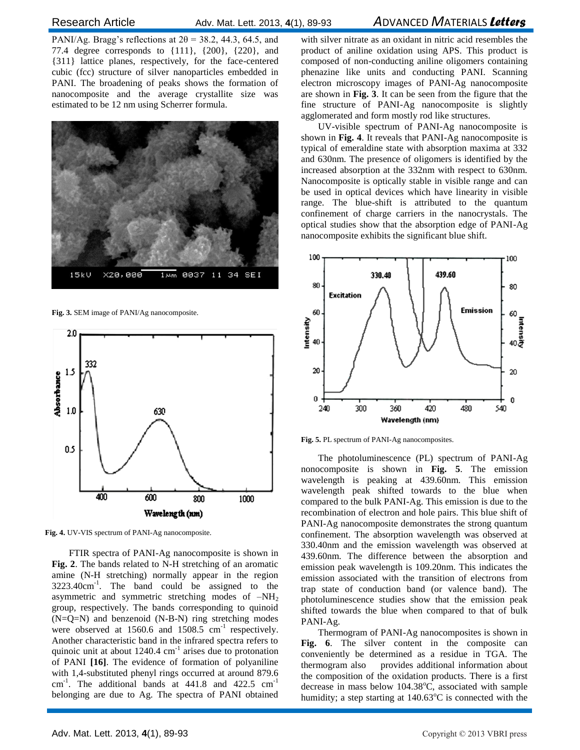PANI/Ag. Bragg's reflections at 2θ = 38.2, 44.3, 64.5, and 77.4 degree corresponds to {111}, {200}, {220}, and {311} lattice planes, respectively, for the face-centered cubic (fcc) structure of silver nanoparticles embedded in PANI. The broadening of peaks shows the formation of nanocomposite and the average crystallite size was estimated to be 12 nm using Scherrer formula.

**Fig. 3.** SEM image of PANI/Ag nanocomposite.

**Fig. 4.** UV-VIS spectrum of PANI-Ag nanocomposite.

FTIR spectra of PANI-Ag nanocomposite is shown in **Fig. 2**. The bands related to N-H stretching of an aromatic amine (N-H stretching) normally appear in the region 3223.40cm$^{-1}$. The band could be assigned to the asymmetric and symmetric stretching modes of $-NH_2$ group, respectively. The bands corresponding to quinoid (N=Q=N) and benzenoid (N-B-N) ring stretching modes were observed at 1560.6 and 1508.5 cm$^{-1}$ respectively. Another characteristic band in the infrared spectra refers to quinoic unit at about 1240.4 cm$^{-1}$ arises due to protonation of PANI **[16]**. The evidence of formation of polyaniline with 1,4-substituted phenyl rings occurred at around 879.6 cm$^{-1}$. The additional bands at 441.8 and 422.5 cm$^{-1}$ belonging are due to Ag. The spectra of PANI obtained with silver nitrate as an oxidant in nitric acid resembles the product of aniline oxidation using APS. This product is composed of non-conducting aniline oligomers containing phenazine like units and conducting PANI. Scanning electron microscopy images of PANI-Ag nanocomposite are shown in **Fig. 3**. It can be seen from the figure that the fine structure of PANI-Ag nanocomposite is slightly agglomerated and form mostly rod like structures.

UV-visible spectrum of PANI-Ag nanocomposite is shown in **Fig. 4**. It reveals that PANI-Ag nanocomposite is typical of emeraldine state with absorption maxima at 332 and 630nm. The presence of oligomers is identified by the increased absorption at the 332nm with respect to 630nm. Nanocomposite is optically stable in visible range and can be used in optical devices which have linearity in visible range. The blue-shift is attributed to the quantum confinement of charge carriers in the nanocrystals. The optical studies show that the absorption edge of PANI-Ag nanocomposite exhibits the significant blue shift.

**Fig. 5.** PL spectrum of PANI-Ag nanocomposites.

The photoluminescence (PL) spectrum of PANI-Ag nonocomposite is shown in **Fig. 5**. The emission wavelength is peaking at 439.60nm. This emission wavelength peak shifted towards to the blue when compared to the bulk PANI-Ag. This emission is due to the recombination of electron and hole pairs. This blue shift of PANI-Ag nanocomposite demonstrates the strong quantum confinement. The absorption wavelength was observed at 330.40nm and the emission wavelength was observed at 439.60nm. The difference between the absorption and emission peak wavelength is 109.20nm. This indicates the emission associated with the transition of electrons from trap state of conduction band (or valence band). The photoluminescence studies show that the emission peak shifted towards the blue when compared to that of bulk PANI-Ag.

Thermogram of PANI-Ag nanocomposites is shown in **Fig. 6**. The silver content in the composite can conveniently be determined as a residue in TGA. The thermogram also provides additional information about the composition of the oxidation products. There is a first decrease in mass below 104.38$^{o}$C, associated with sample humidity; a step starting at 140.63$^{o}$C is connected with the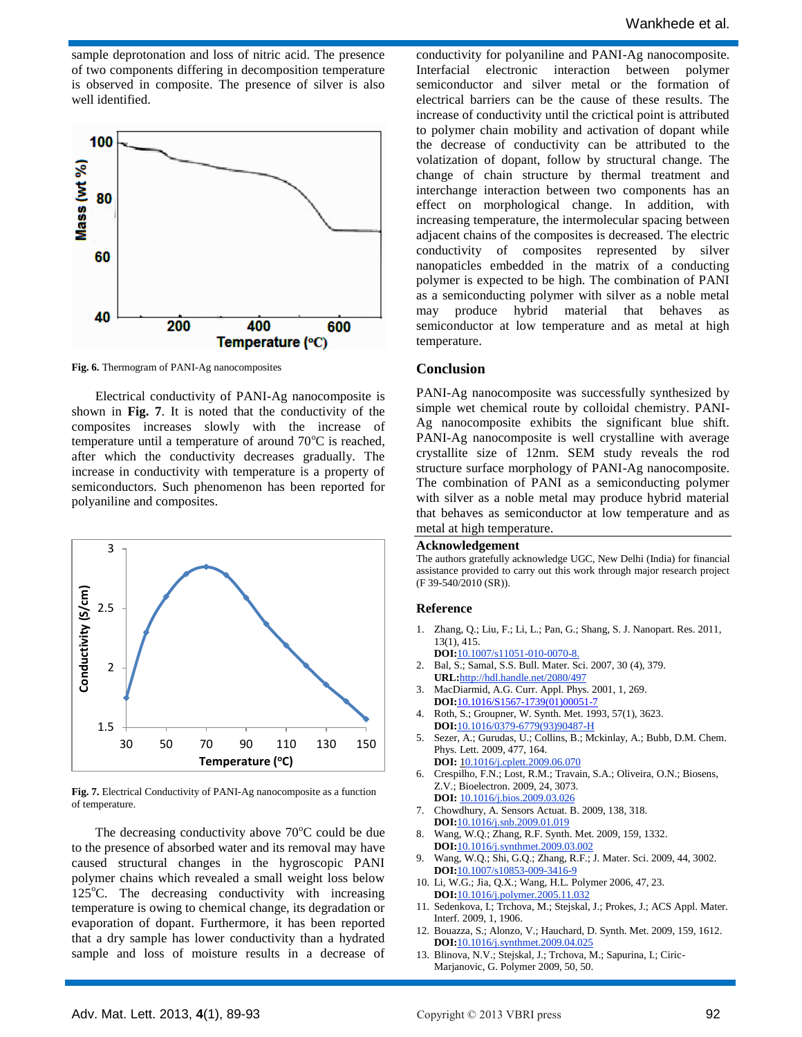sample deprotonation and loss of nitric acid. The presence of two components differing in decomposition temperature is observed in composite. The presence of silver is also well identified.

**Fig. 6.** Thermogram of PANI-Ag nanocomposites

Electrical conductivity of PANI-Ag nanocomposite is shown in **Fig. 7**. It is noted that the conductivity of the composites increases slowly with the increase of temperature until a temperature of around 70°C is reached, after which the conductivity decreases gradually. The increase in conductivity with temperature is a property of semiconductors. Such phenomenon has been reported for polyaniline and composites.

**Fig. 7.** Electrical Conductivity of PANI-Ag nanocomposite as a function of temperature.

The decreasing conductivity above 70°C could be due to the presence of absorbed water and its removal may have caused structural changes in the hygroscopic PANI polymer chains which revealed a small weight loss below 125°C. The decreasing conductivity with increasing temperature is owing to chemical change, its degradation or evaporation of dopant. Furthermore, it has been reported that a dry sample has lower conductivity than a hydrated sample and loss of moisture results in a decrease of conductivity for polyaniline and PANI-Ag nanocomposite. Interfacial electronic interaction between polymer semiconductor and silver metal or the formation of electrical barriers can be the cause of these results. The increase of conductivity until the crictical point is attributed to polymer chain mobility and activation of dopant while the decrease of conductivity can be attributed to the volatization of dopant, follow by structural change. The change of chain structure by thermal treatment and interchange interaction between two components has an effect on morphological change. In addition, with increasing temperature, the intermolecular spacing between adjacent chains of the composites is decreased. The electric conductivity of composites represented by silver nanopaticles embedded in the matrix of a conducting polymer is expected to be high. The combination of PANI as a semiconducting polymer with silver as a noble metal may produce hybrid material that behaves as semiconductor at low temperature and as metal at high temperature.

## Conclusion

PANI-Ag nanocomposite was successfully synthesized by simple wet chemical route by colloidal chemistry. PANI-Ag nanocomposite exhibits the significant blue shift. PANI-Ag nanocomposite is well crystalline with average crystallite size of 12nm. SEM study reveals the rod structure surface morphology of PANI-Ag nanocomposite. The combination of PANI as a semiconducting polymer with silver as a noble metal may produce hybrid material that behaves as semiconductor at low temperature and as metal at high temperature.

## Acknowledgement

The authors gratefully acknowledge UGC, New Delhi (India) for financial assistance provided to carry out this work through major research project (F 39-540/2010 (SR)).

## Reference

1. Zhang, Q.; Liu, F.; Li, L.; Pan, G.; Shang, S. J. Nanopart. Res. 2011, 13(1), 415.
   **DOI:**10.1007/s11051-010-0070-8.
2. Bal, S.; Samal, S.S. Bull. Mater. Sci. 2007, 30 (4), 379.
   **URL:**http://hdl.handle.net/2080/497
3. MacDiarmid, A.G. Curr. Appl. Phys. 2001, 1, 269.
   **DOI:**10.1016/S1567-1739(01)00051-7
4. Roth, S.; Groupner, W. Synth. Met. 1993, 57(1), 3623.
   **DOI:**10.1016/0379-6779(93)90487-H
5. Sezer, A.; Gurudas, U.; Collins, B.; Mckinlay, A.; Bubb, D.M. Chem. Phys. Lett. 2009, 477, 164.
   **DOI:** 10.1016/j.cplett.2009.06.070
6. Crespilho, F.N.; Lost, R.M.; Travain, S.A.; Oliveira, O.N.; Biosens, Z.V.; Bioelectron. 2009, 24, 3073.
   **DOI:** 10.1016/j.bios.2009.03.026
7. Chowdhury, A. Sensors Actuat. B. 2009, 138, 318.
   **DOI:**10.1016/j.snb.2009.01.019
8. Wang, W.Q.; Zhang, R.F. Synth. Met. 2009, 159, 1332.
   **DOI:**10.1016/j.synthmet.2009.03.002
9. Wang, W.Q.; Shi, G.Q.; Zhang, R.F.; J. Mater. Sci. 2009, 44, 3002.
   **DOI:**10.1007/s10853-009-3416-9
10. Li, W.G.; Jia, Q.X.; Wang, H.L. Polymer 2006, 47, 23.
    **DOI:**10.1016/j.polymer.2005.11.032
11. Sedenkova, I.; Trchova, M.; Stejskal, J.; Prokes, J.; ACS Appl. Mater. Interf. 2009, 1, 1906.
12. Bouazza, S.; Alonzo, V.; Hauchard, D. Synth. Met. 2009, 159, 1612.
    **DOI:**10.1016/j.synthmet.2009.04.025
13. Blinova, N.V.; Stejskal, J.; Trchova, M.; Sapurina, I.; Ciric-Marjanovic, G. Polymer 2009, 50, 50.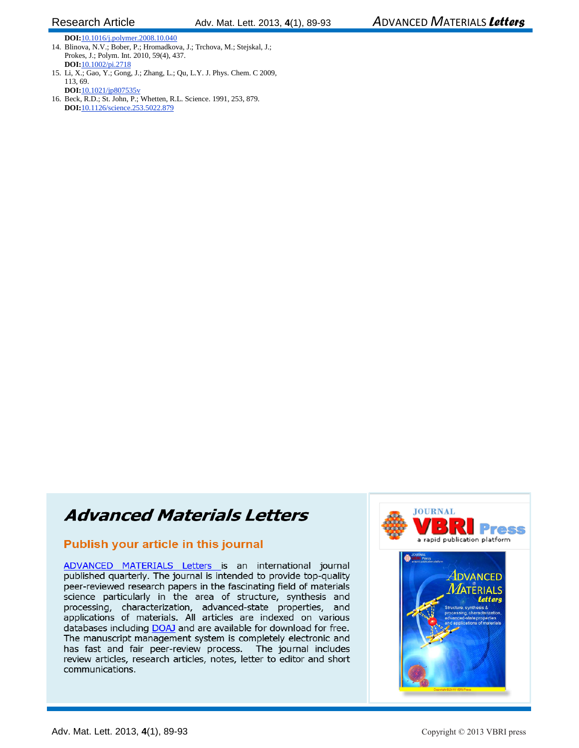DOI:10.1016/j.polymer.2008.10.040

14. Blinova, N.V.; Bober, P.; Hromadkova, J.; Trchova, M.; Stejskal, J.; Prokes, J.; Polym. Int. 2010, 59(4), 437.
    **DOI:**10.1002/pi.2718
15. Li, X.; Gao, Y.; Gong, J.; Zhang, L.; Qu, L.Y. J. Phys. Chem. C 2009, 113, 69.
    **DOI:**10.1021/jp807535v
16. Beck, R.D.; St. John, P.; Whetten, R.L. Science. 1991, 253, 879.
    **DOI:**10.1126/science.253.5022.879

## *Advanced Materials Letters*

### Publish your article in this journal

ADVANCED MATERIALS Letters is an international journal published quarterly. The journal is intended to provide top-quality peer-reviewed research papers in the fascinating field of materials science particularly in the area of structure, synthesis and processing, characterization, advanced-state properties, and applications of materials. All articles are indexed on various databases including DOAJ and are available for download for free. The manuscript management system is completely electronic and has fast and fair peer-review process. The journal includes review articles, research articles, notes, letter to editor and short communications.

JOURNAL VBRI Press a rapid publication platform

Copyright © 2013 VBRI press